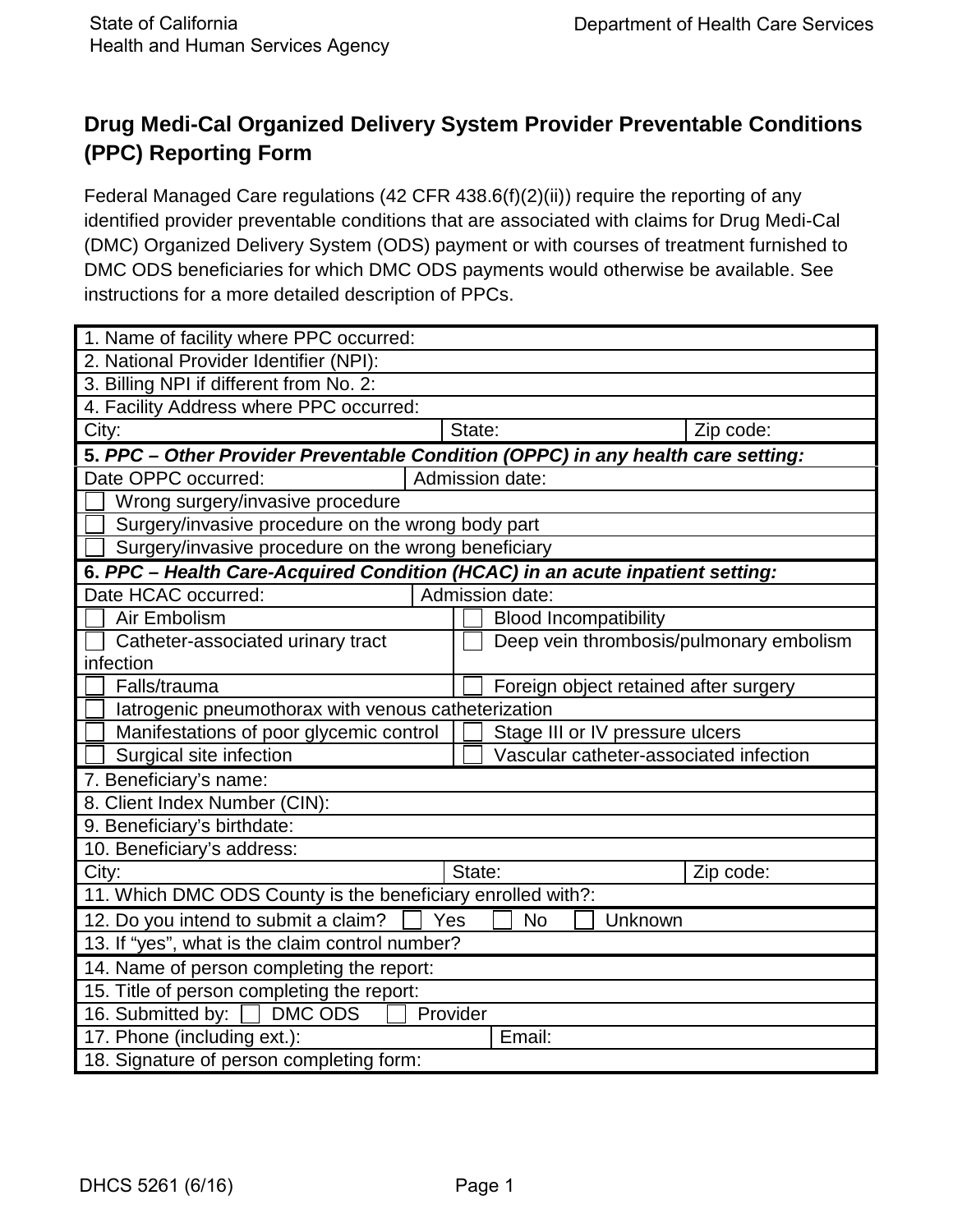State of California
Health and Human Services Agency

Department of Health Care Services

# Drug Medi-Cal Organized Delivery System Provider Preventable Conditions (PPC) Reporting Form

Federal Managed Care regulations (42 CFR 438.6(f)(2)(ii)) require the reporting of any identified provider preventable conditions that are associated with claims for Drug Medi-Cal (DMC) Organized Delivery System (ODS) payment or with courses of treatment furnished to DMC ODS beneficiaries for which DMC ODS payments would otherwise be available. See instructions for a more detailed description of PPCs.

| | | |
|---|---|---|
| 1. Name of facility where PPC occurred: | | |
| 2. National Provider Identifier (NPI): | | |
| 3. Billing NPI if different from No. 2: | | |
| 4. Facility Address where PPC occurred: | | |
| City: | State: | Zip code: |
| **5. *PPC – Other Provider Preventable Condition (OPPC) in any health care setting:*** | | |
| Date OPPC occurred: | Admission date: | |
| ☐ Wrong surgery/invasive procedure | | |
| ☐ Surgery/invasive procedure on the wrong body part | | |
| ☐ Surgery/invasive procedure on the wrong beneficiary | | |
| **6. *PPC – Health Care-Acquired Condition (HCAC) in an acute inpatient setting:*** | | |
| Date HCAC occurred: | Admission date: | |
| ☐ Air Embolism | ☐ Blood Incompatibility | |
| ☐ Catheter-associated urinary tract infection | ☐ Deep vein thrombosis/pulmonary embolism | |
| ☐ Falls/trauma | ☐ Foreign object retained after surgery | |
| ☐ Iatrogenic pneumothorax with venous catheterization | | |
| ☐ Manifestations of poor glycemic control | ☐ Stage III or IV pressure ulcers | |
| ☐ Surgical site infection | ☐ Vascular catheter-associated infection | |
| 7. Beneficiary's name: | | |
| 8. Client Index Number (CIN): | | |
| 9. Beneficiary's birthdate: | | |
| 10. Beneficiary's address: | | |
| City: | State: | Zip code: |
| 11. Which DMC ODS County is the beneficiary enrolled with?: | | |
| 12. Do you intend to submit a claim? ☐ Yes ☐ No ☐ Unknown | | |
| 13. If "yes", what is the claim control number? | | |
| 14. Name of person completing the report: | | |
| 15. Title of person completing the report: | | |
| 16. Submitted by: ☐ DMC ODS ☐ Provider | | |
| 17. Phone (including ext.): | Email: | |
| 18. Signature of person completing form: | | |

DHCS 5261 (6/16)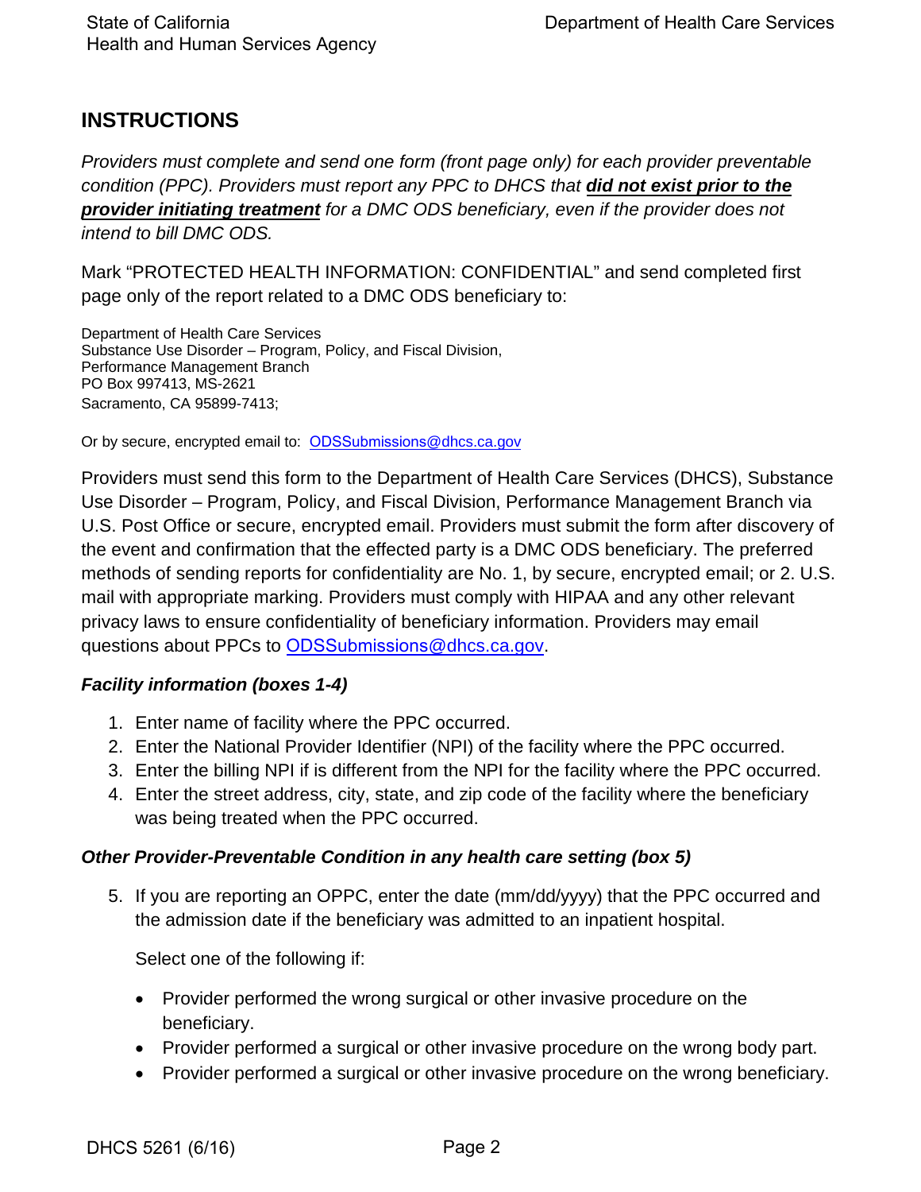## INSTRUCTIONS

*Providers must complete and send one form (front page only) for each provider preventable condition (PPC). Providers must report any PPC to DHCS that **did not exist prior to the provider initiating treatment** for a DMC ODS beneficiary, even if the provider does not intend to bill DMC ODS.*

Mark "PROTECTED HEALTH INFORMATION: CONFIDENTIAL" and send completed first page only of the report related to a DMC ODS beneficiary to:

Department of Health Care Services
Substance Use Disorder – Program, Policy, and Fiscal Division,
Performance Management Branch
PO Box 997413, MS-2621
Sacramento, CA 95899-7413;

Or by secure, encrypted email to: ODSSubmissions@dhcs.ca.gov

Providers must send this form to the Department of Health Care Services (DHCS), Substance Use Disorder – Program, Policy, and Fiscal Division, Performance Management Branch via U.S. Post Office or secure, encrypted email. Providers must submit the form after discovery of the event and confirmation that the effected party is a DMC ODS beneficiary. The preferred methods of sending reports for confidentiality are No. 1, by secure, encrypted email; or 2. U.S. mail with appropriate marking. Providers must comply with HIPAA and any other relevant privacy laws to ensure confidentiality of beneficiary information. Providers may email questions about PPCs to ODSSubmissions@dhcs.ca.gov.

### *Facility information (boxes 1-4)*

1. Enter name of facility where the PPC occurred.
2. Enter the National Provider Identifier (NPI) of the facility where the PPC occurred.
3. Enter the billing NPI if is different from the NPI for the facility where the PPC occurred.
4. Enter the street address, city, state, and zip code of the facility where the beneficiary was being treated when the PPC occurred.

### *Other Provider-Preventable Condition in any health care setting (box 5)*

5. If you are reporting an OPPC, enter the date (mm/dd/yyyy) that the PPC occurred and the admission date if the beneficiary was admitted to an inpatient hospital.

   Select one of the following if:

   - Provider performed the wrong surgical or other invasive procedure on the beneficiary.
   - Provider performed a surgical or other invasive procedure on the wrong body part.
   - Provider performed a surgical or other invasive procedure on the wrong beneficiary.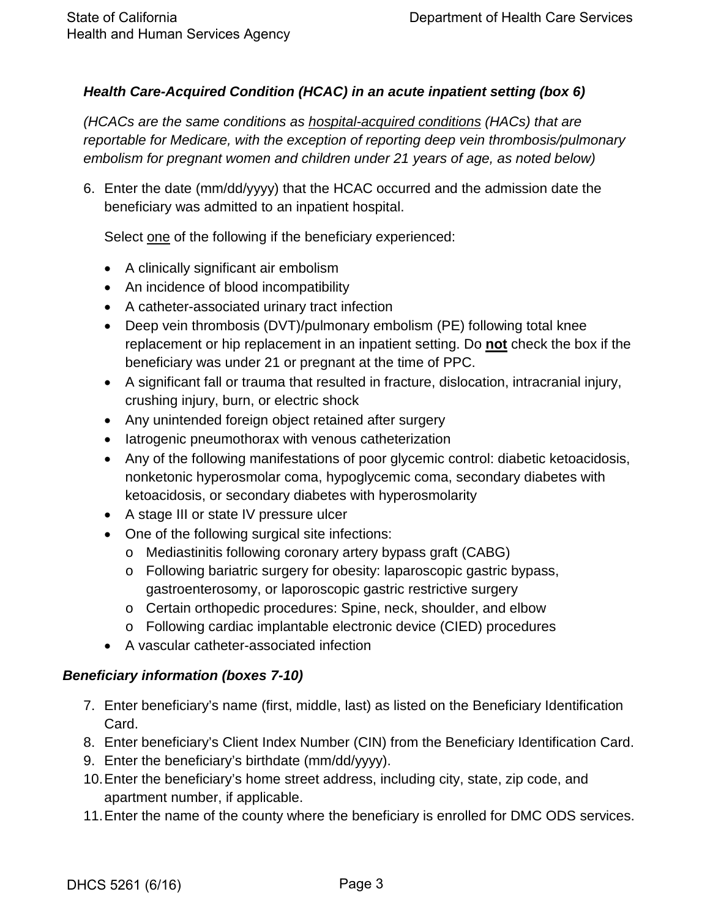### *Health Care-Acquired Condition (HCAC) in an acute inpatient setting (box 6)*

*(HCACs are the same conditions as hospital-acquired conditions (HACs) that are reportable for Medicare, with the exception of reporting deep vein thrombosis/pulmonary embolism for pregnant women and children under 21 years of age, as noted below)*

6. Enter the date (mm/dd/yyyy) that the HCAC occurred and the admission date the beneficiary was admitted to an inpatient hospital.

   Select one of the following if the beneficiary experienced:

   - A clinically significant air embolism
   - An incidence of blood incompatibility
   - A catheter-associated urinary tract infection
   - Deep vein thrombosis (DVT)/pulmonary embolism (PE) following total knee replacement or hip replacement in an inpatient setting. Do **not** check the box if the beneficiary was under 21 or pregnant at the time of PPC.
   - A significant fall or trauma that resulted in fracture, dislocation, intracranial injury, crushing injury, burn, or electric shock
   - Any unintended foreign object retained after surgery
   - Iatrogenic pneumothorax with venous catheterization
   - Any of the following manifestations of poor glycemic control: diabetic ketoacidosis, nonketonic hyperosmolar coma, hypoglycemic coma, secondary diabetes with ketoacidosis, or secondary diabetes with hyperosmolarity
   - A stage III or state IV pressure ulcer
   - One of the following surgical site infections:
     - Mediastinitis following coronary artery bypass graft (CABG)
     - Following bariatric surgery for obesity: laparoscopic gastric bypass, gastroenterosomy, or laporoscopic gastric restrictive surgery
     - Certain orthopedic procedures: Spine, neck, shoulder, and elbow
     - Following cardiac implantable electronic device (CIED) procedures
   - A vascular catheter-associated infection

### *Beneficiary information (boxes 7-10)*

7. Enter beneficiary's name (first, middle, last) as listed on the Beneficiary Identification Card.
8. Enter beneficiary's Client Index Number (CIN) from the Beneficiary Identification Card.
9. Enter the beneficiary's birthdate (mm/dd/yyyy).
10. Enter the beneficiary's home street address, including city, state, zip code, and apartment number, if applicable.
11. Enter the name of the county where the beneficiary is enrolled for DMC ODS services.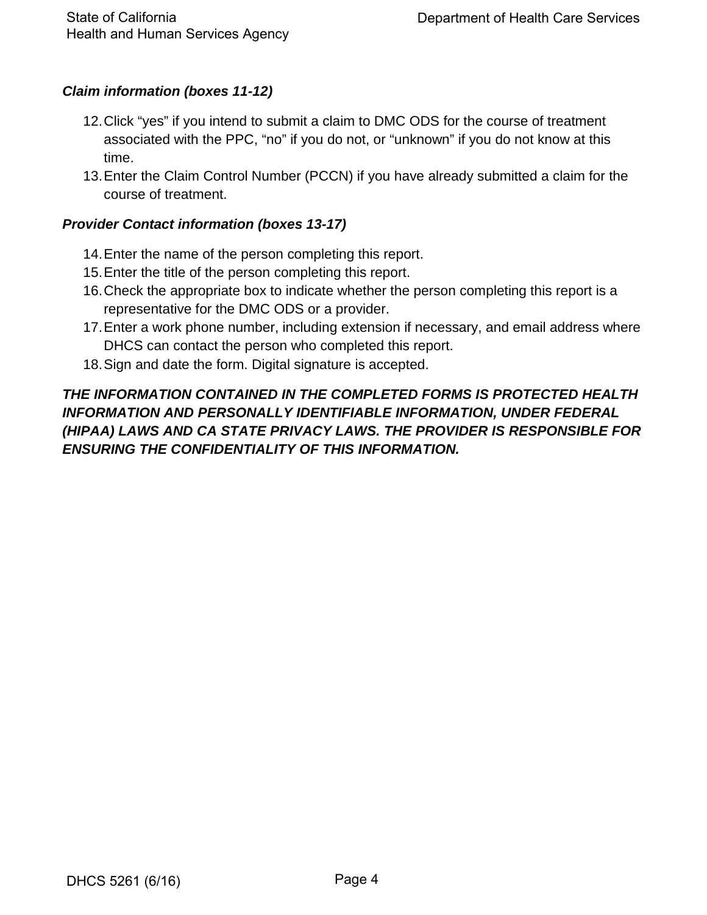***Claim information (boxes 11-12)***

12. Click “yes” if you intend to submit a claim to DMC ODS for the course of treatment associated with the PPC, “no” if you do not, or “unknown” if you do not know at this time.
13. Enter the Claim Control Number (PCCN) if you have already submitted a claim for the course of treatment.

***Provider Contact information (boxes 13-17)***

14. Enter the name of the person completing this report.
15. Enter the title of the person completing this report.
16. Check the appropriate box to indicate whether the person completing this report is a representative for the DMC ODS or a provider.
17. Enter a work phone number, including extension if necessary, and email address where DHCS can contact the person who completed this report.
18. Sign and date the form. Digital signature is accepted.

***THE INFORMATION CONTAINED IN THE COMPLETED FORMS IS PROTECTED HEALTH INFORMATION AND PERSONALLY IDENTIFIABLE INFORMATION, UNDER FEDERAL (HIPAA) LAWS AND CA STATE PRIVACY LAWS. THE PROVIDER IS RESPONSIBLE FOR ENSURING THE CONFIDENTIALITY OF THIS INFORMATION.***